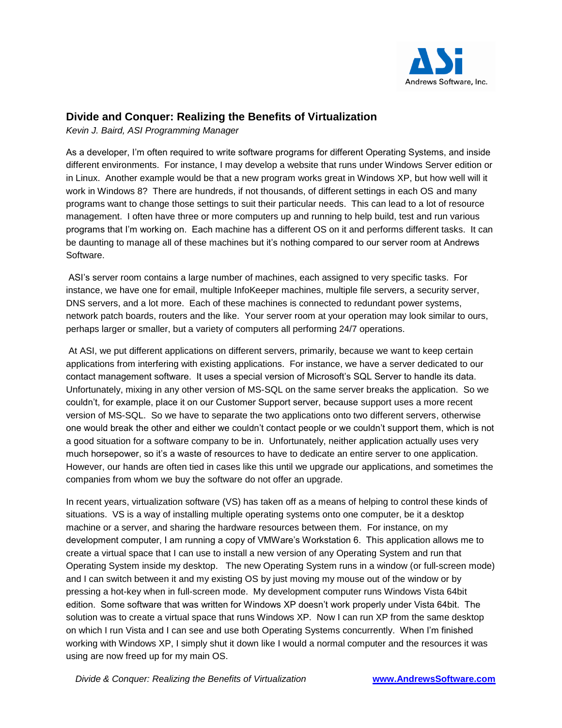## Divide and Conquer: Realizing the Benefits of Virtualization

*Kevin J. Baird, ASI Programming Manager*

As a developer, I'm often required to write software programs for different Operating Systems, and inside different environments. For instance, I may develop a website that runs under Windows Server edition or in Linux. Another example would be that a new program works great in Windows XP, but how well will it work in Windows 8? There are hundreds, if not thousands, of different settings in each OS and many programs want to change those settings to suit their particular needs. This can lead to a lot of resource management. I often have three or more computers up and running to help build, test and run various programs that I'm working on. Each machine has a different OS on it and performs different tasks. It can be daunting to manage all of these machines but it's nothing compared to our server room at Andrews Software.

ASI's server room contains a large number of machines, each assigned to very specific tasks. For instance, we have one for email, multiple InfoKeeper machines, multiple file servers, a security server, DNS servers, and a lot more. Each of these machines is connected to redundant power systems, network patch boards, routers and the like. Your server room at your operation may look similar to ours, perhaps larger or smaller, but a variety of computers all performing 24/7 operations.

At ASI, we put different applications on different servers, primarily, because we want to keep certain applications from interfering with existing applications. For instance, we have a server dedicated to our contact management software. It uses a special version of Microsoft's SQL Server to handle its data. Unfortunately, mixing in any other version of MS-SQL on the same server breaks the application. So we couldn't, for example, place it on our Customer Support server, because support uses a more recent version of MS-SQL. So we have to separate the two applications onto two different servers, otherwise one would break the other and either we couldn't contact people or we couldn't support them, which is not a good situation for a software company to be in. Unfortunately, neither application actually uses very much horsepower, so it's a waste of resources to have to dedicate an entire server to one application. However, our hands are often tied in cases like this until we upgrade our applications, and sometimes the companies from whom we buy the software do not offer an upgrade.

In recent years, virtualization software (VS) has taken off as a means of helping to control these kinds of situations. VS is a way of installing multiple operating systems onto one computer, be it a desktop machine or a server, and sharing the hardware resources between them. For instance, on my development computer, I am running a copy of VMWare's Workstation 6. This application allows me to create a virtual space that I can use to install a new version of any Operating System and run that Operating System inside my desktop. The new Operating System runs in a window (or full-screen mode) and I can switch between it and my existing OS by just moving my mouse out of the window or by pressing a hot-key when in full-screen mode. My development computer runs Windows Vista 64bit edition. Some software that was written for Windows XP doesn't work properly under Vista 64bit. The solution was to create a virtual space that runs Windows XP. Now I can run XP from the same desktop on which I run Vista and I can see and use both Operating Systems concurrently. When I'm finished working with Windows XP, I simply shut it down like I would a normal computer and the resources it was using are now freed up for my main OS.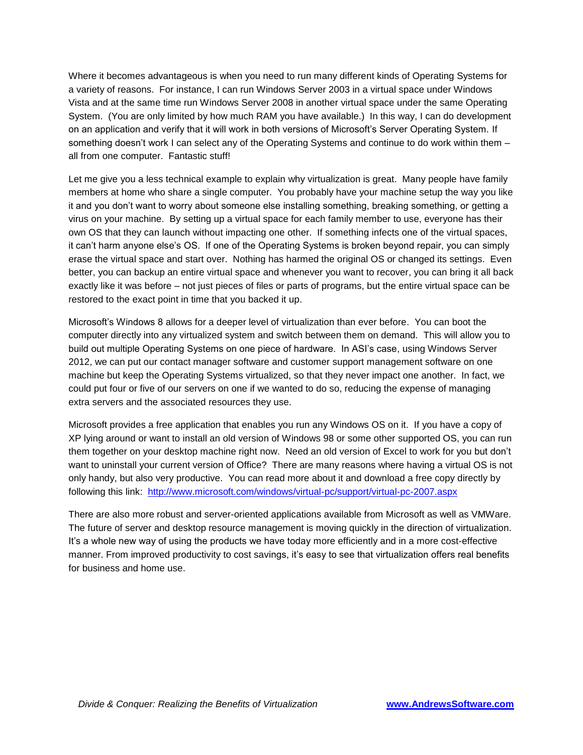Where it becomes advantageous is when you need to run many different kinds of Operating Systems for a variety of reasons. For instance, I can run Windows Server 2003 in a virtual space under Windows Vista and at the same time run Windows Server 2008 in another virtual space under the same Operating System. (You are only limited by how much RAM you have available.) In this way, I can do development on an application and verify that it will work in both versions of Microsoft's Server Operating System. If something doesn't work I can select any of the Operating Systems and continue to do work within them – all from one computer. Fantastic stuff!

Let me give you a less technical example to explain why virtualization is great. Many people have family members at home who share a single computer. You probably have your machine setup the way you like it and you don't want to worry about someone else installing something, breaking something, or getting a virus on your machine. By setting up a virtual space for each family member to use, everyone has their own OS that they can launch without impacting one other. If something infects one of the virtual spaces, it can't harm anyone else's OS. If one of the Operating Systems is broken beyond repair, you can simply erase the virtual space and start over. Nothing has harmed the original OS or changed its settings. Even better, you can backup an entire virtual space and whenever you want to recover, you can bring it all back exactly like it was before – not just pieces of files or parts of programs, but the entire virtual space can be restored to the exact point in time that you backed it up.

Microsoft's Windows 8 allows for a deeper level of virtualization than ever before. You can boot the computer directly into any virtualized system and switch between them on demand. This will allow you to build out multiple Operating Systems on one piece of hardware. In ASI's case, using Windows Server 2012, we can put our contact manager software and customer support management software on one machine but keep the Operating Systems virtualized, so that they never impact one another. In fact, we could put four or five of our servers on one if we wanted to do so, reducing the expense of managing extra servers and the associated resources they use.

Microsoft provides a free application that enables you run any Windows OS on it. If you have a copy of XP lying around or want to install an old version of Windows 98 or some other supported OS, you can run them together on your desktop machine right now. Need an old version of Excel to work for you but don't want to uninstall your current version of Office? There are many reasons where having a virtual OS is not only handy, but also very productive. You can read more about it and download a free copy directly by following this link: [http://www.microsoft.com/windows/virtual-pc/support/virtual-pc-2007.aspx](http://www.microsoft.com/windows/virtual-pc/support/virtual-pc-2007.aspx)

There are also more robust and server-oriented applications available from Microsoft as well as VMWare. The future of server and desktop resource management is moving quickly in the direction of virtualization. It's a whole new way of using the products we have today more efficiently and in a more cost-effective manner. From improved productivity to cost savings, it's easy to see that virtualization offers real benefits for business and home use.